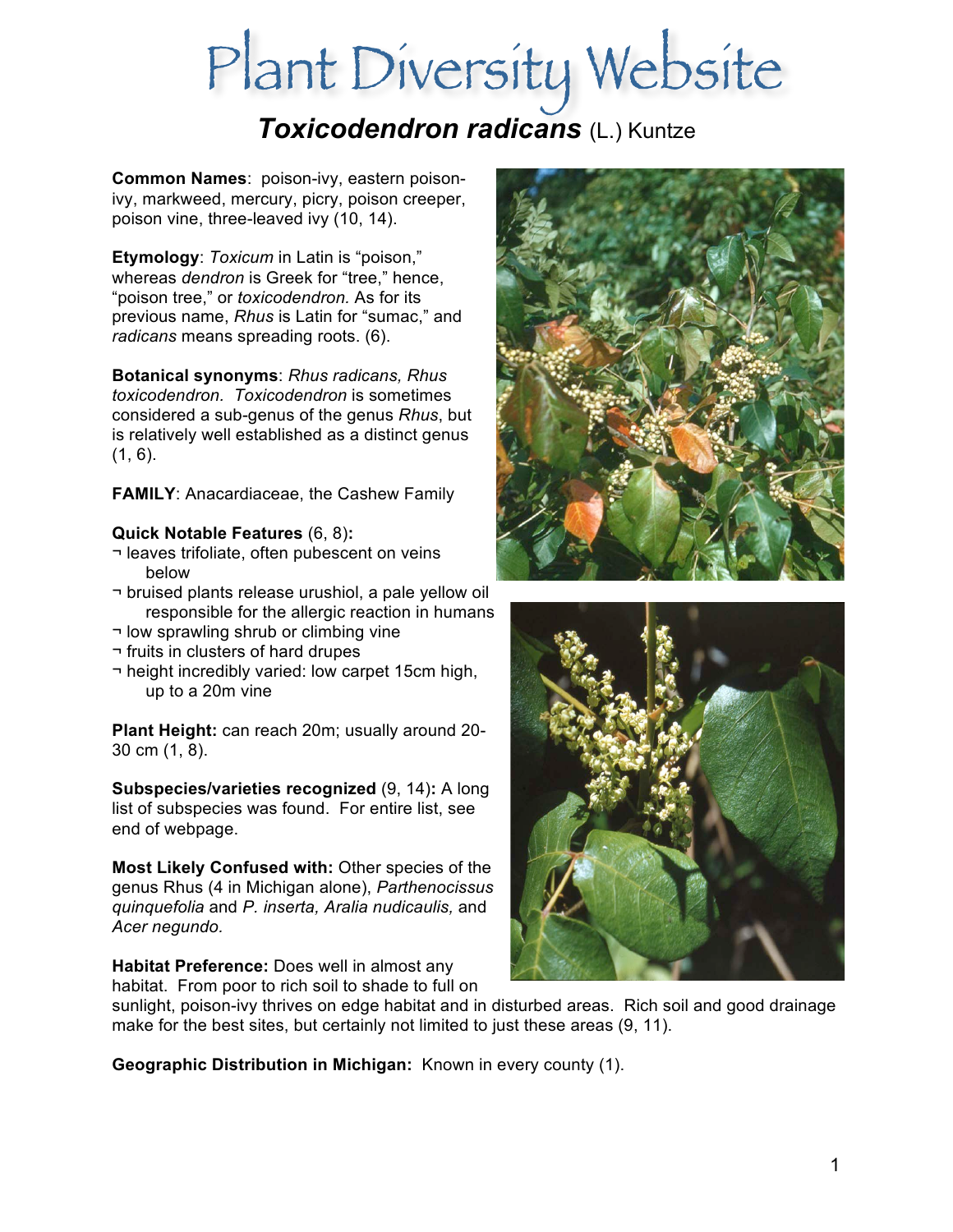# Plant Diversity Website

## *Toxicodendron radicans* (L.) Kuntze

**Common Names**: poison-ivy, eastern poison-ivy, markweed, mercury, picry, poison creeper, poison vine, three-leaved ivy (10, 14).

**Etymology**: *Toxicum* in Latin is "poison," whereas *dendron* is Greek for "tree," hence, "poison tree," or *toxicodendron.* As for its previous name, *Rhus* is Latin for "sumac," and *radicans* means spreading roots. (6).

**Botanical synonyms**: *Rhus radicans, Rhus toxicodendron. Toxicodendron* is sometimes considered a sub-genus of the genus *Rhus*, but is relatively well established as a distinct genus (1, 6).

**FAMILY**: Anacardiaceae, the Cashew Family

**Quick Notable Features** (6, 8)**:**

- leaves trifoliate, often pubescent on veins below
- bruised plants release urushiol, a pale yellow oil responsible for the allergic reaction in humans
- low sprawling shrub or climbing vine
- fruits in clusters of hard drupes
- height incredibly varied: low carpet 15cm high, up to a 20m vine

**Plant Height:** can reach 20m; usually around 20-30 cm (1, 8).

**Subspecies/varieties recognized** (9, 14)**:** A long list of subspecies was found. For entire list, see end of webpage.

**Most Likely Confused with:** Other species of the genus Rhus (4 in Michigan alone), *Parthenocissus quinquefolia* and *P. inserta, Aralia nudicaulis,* and *Acer negundo.*

**Habitat Preference:** Does well in almost any habitat. From poor to rich soil to shade to full on sunlight, poison-ivy thrives on edge habitat and in disturbed areas. Rich soil and good drainage make for the best sites, but certainly not limited to just these areas (9, 11).

**Geographic Distribution in Michigan:** Known in every county (1).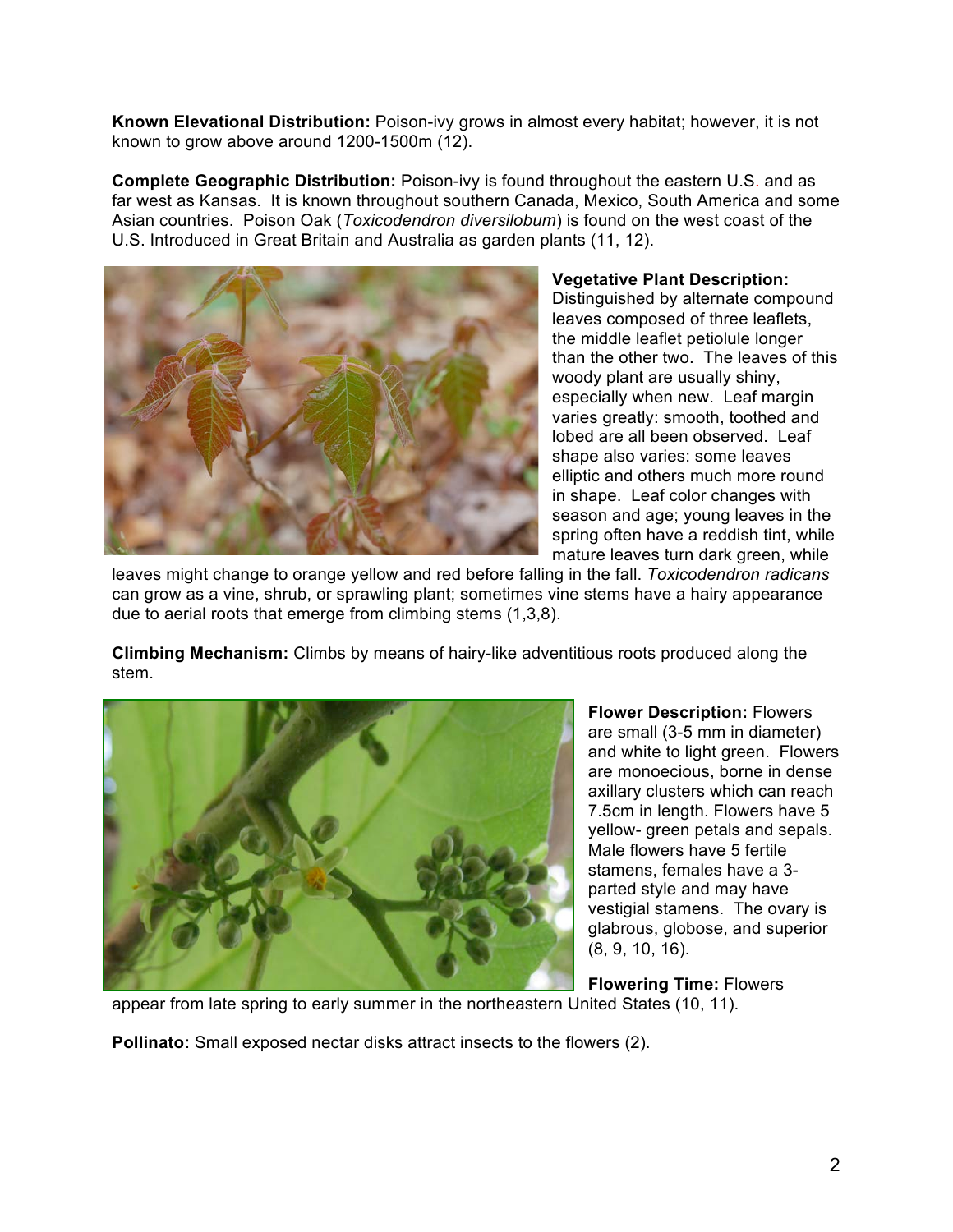**Known Elevational Distribution:** Poison-ivy grows in almost every habitat; however, it is not known to grow above around 1200-1500m (12).

**Complete Geographic Distribution:** Poison-ivy is found throughout the eastern U.S. and as far west as Kansas. It is known throughout southern Canada, Mexico, South America and some Asian countries. Poison Oak (*Toxicodendron diversilobum*) is found on the west coast of the U.S. Introduced in Great Britain and Australia as garden plants (11, 12).

**Vegetative Plant Description:** Distinguished by alternate compound leaves composed of three leaflets, the middle leaflet petiolule longer than the other two. The leaves of this woody plant are usually shiny, especially when new. Leaf margin varies greatly: smooth, toothed and lobed are all been observed. Leaf shape also varies: some leaves elliptic and others much more round in shape. Leaf color changes with season and age; young leaves in the spring often have a reddish tint, while mature leaves turn dark green, while leaves might change to orange yellow and red before falling in the fall. *Toxicodendron radicans* can grow as a vine, shrub, or sprawling plant; sometimes vine stems have a hairy appearance due to aerial roots that emerge from climbing stems (1,3,8).

**Climbing Mechanism:** Climbs by means of hairy-like adventitious roots produced along the stem.

**Flower Description:** Flowers are small (3-5 mm in diameter) and white to light green. Flowers are monoecious, borne in dense axillary clusters which can reach 7.5cm in length. Flowers have 5 yellow- green petals and sepals. Male flowers have 5 fertile stamens, females have a 3-parted style and may have vestigial stamens. The ovary is glabrous, globose, and superior (8, 9, 10, 16).

**Flowering Time:** Flowers appear from late spring to early summer in the northeastern United States (10, 11).

**Pollinato:** Small exposed nectar disks attract insects to the flowers (2).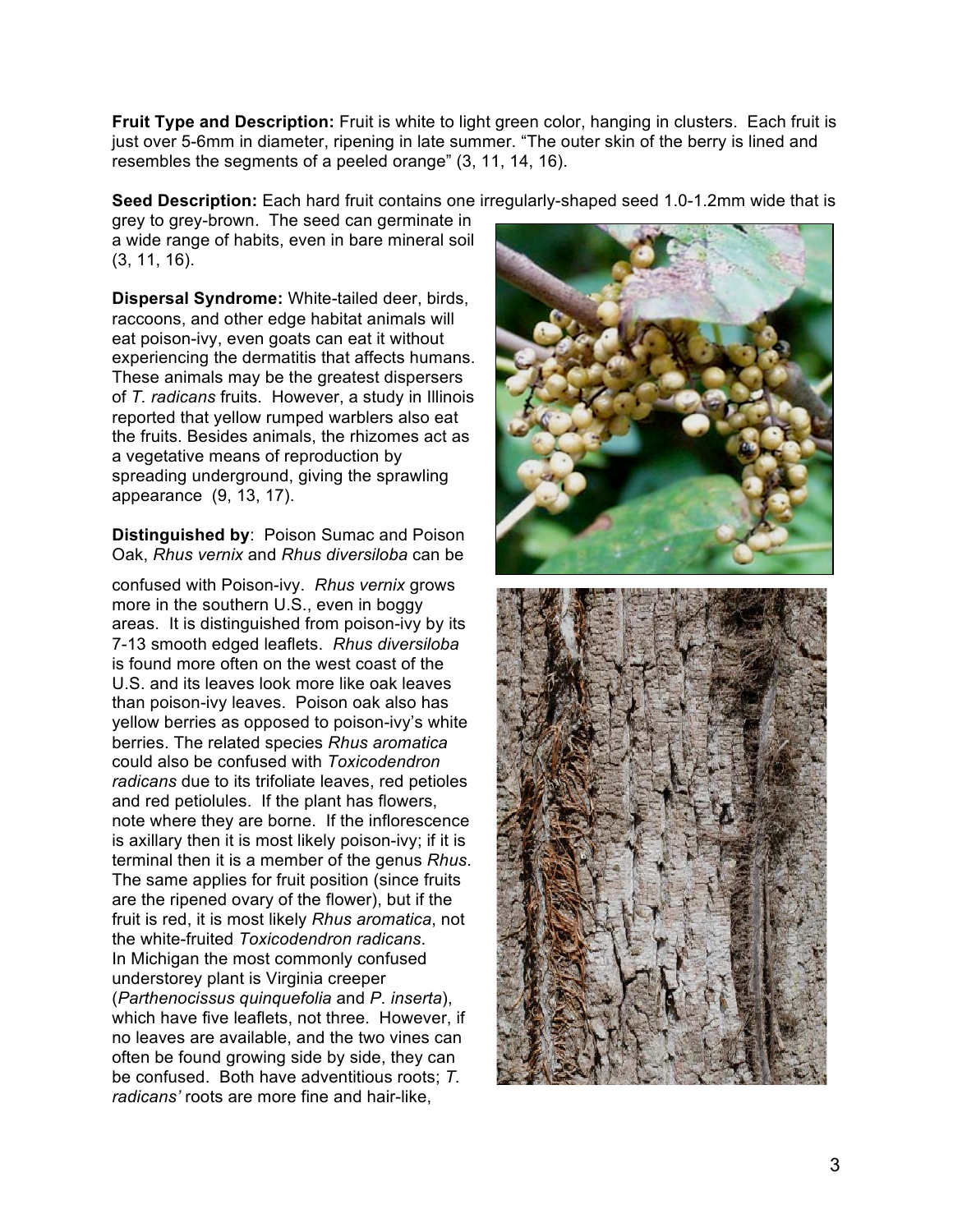**Fruit Type and Description:** Fruit is white to light green color, hanging in clusters. Each fruit is just over 5-6mm in diameter, ripening in late summer. "The outer skin of the berry is lined and resembles the segments of a peeled orange" (3, 11, 14, 16).

**Seed Description:** Each hard fruit contains one irregularly-shaped seed 1.0-1.2mm wide that is grey to grey-brown. The seed can germinate in a wide range of habits, even in bare mineral soil (3, 11, 16).

**Dispersal Syndrome:** White-tailed deer, birds, raccoons, and other edge habitat animals will eat poison-ivy, even goats can eat it without experiencing the dermatitis that affects humans. These animals may be the greatest dispersers of *T. radicans* fruits. However, a study in Illinois reported that yellow rumped warblers also eat the fruits. Besides animals, the rhizomes act as a vegetative means of reproduction by spreading underground, giving the sprawling appearance (9, 13, 17).

**Distinguished by**: Poison Sumac and Poison Oak, *Rhus vernix* and *Rhus diversiloba* can be confused with Poison-ivy. *Rhus vernix* grows more in the southern U.S., even in boggy areas. It is distinguished from poison-ivy by its 7-13 smooth edged leaflets. *Rhus diversiloba* is found more often on the west coast of the U.S. and its leaves look more like oak leaves than poison-ivy leaves. Poison oak also has yellow berries as opposed to poison-ivy's white berries. The related species *Rhus aromatica* could also be confused with *Toxicodendron radicans* due to its trifoliate leaves, red petioles and red petiolules. If the plant has flowers, note where they are borne. If the inflorescence is axillary then it is most likely poison-ivy; if it is terminal then it is a member of the genus *Rhus*. The same applies for fruit position (since fruits are the ripened ovary of the flower), but if the fruit is red, it is most likely *Rhus aromatica*, not the white-fruited *Toxicodendron radicans*.
In Michigan the most commonly confused understorey plant is Virginia creeper (*Parthenocissus quinquefolia* and *P. inserta*), which have five leaflets, not three. However, if no leaves are available, and the two vines can often be found growing side by side, they can be confused. Both have adventitious roots; *T. radicans'* roots are more fine and hair-like,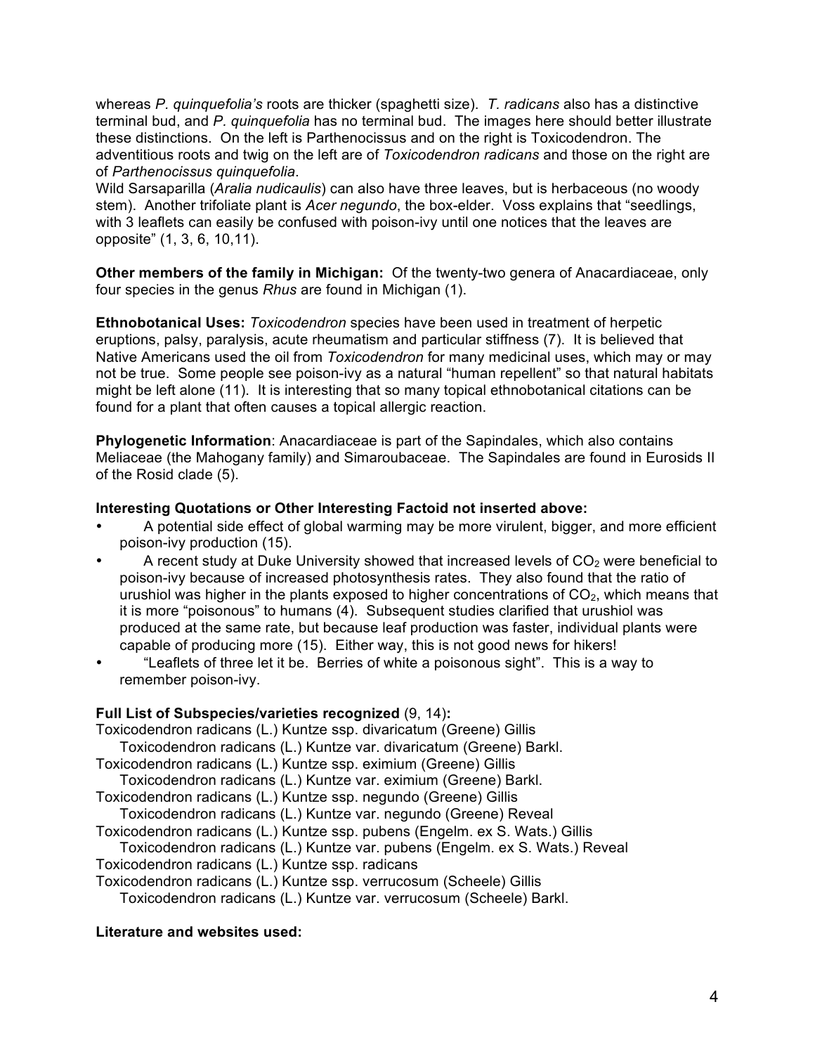whereas *P. quinquefolia's* roots are thicker (spaghetti size). *T. radicans* also has a distinctive terminal bud, and *P. quinquefolia* has no terminal bud. The images here should better illustrate these distinctions. On the left is Parthenocissus and on the right is Toxicodendron. The adventitious roots and twig on the left are of *Toxicodendron radicans* and those on the right are of *Parthenocissus quinquefolia*.
Wild Sarsaparilla (*Aralia nudicaulis*) can also have three leaves, but is herbaceous (no woody stem). Another trifoliate plant is *Acer negundo*, the box-elder. Voss explains that "seedlings, with 3 leaflets can easily be confused with poison-ivy until one notices that the leaves are opposite" (1, 3, 6, 10,11).

**Other members of the family in Michigan:** Of the twenty-two genera of Anacardiaceae, only four species in the genus *Rhus* are found in Michigan (1).

**Ethnobotanical Uses:** *Toxicodendron* species have been used in treatment of herpetic eruptions, palsy, paralysis, acute rheumatism and particular stiffness (7). It is believed that Native Americans used the oil from *Toxicodendron* for many medicinal uses, which may or may not be true. Some people see poison-ivy as a natural "human repellent" so that natural habitats might be left alone (11). It is interesting that so many topical ethnobotanical citations can be found for a plant that often causes a topical allergic reaction.

**Phylogenetic Information**: Anacardiaceae is part of the Sapindales, which also contains Meliaceae (the Mahogany family) and Simaroubaceae. The Sapindales are found in Eurosids II of the Rosid clade (5).

**Interesting Quotations or Other Interesting Factoid not inserted above:**

- A potential side effect of global warming may be more virulent, bigger, and more efficient poison-ivy production (15).
- A recent study at Duke University showed that increased levels of $CO_2$ were beneficial to poison-ivy because of increased photosynthesis rates. They also found that the ratio of urushiol was higher in the plants exposed to higher concentrations of $CO_2$, which means that it is more "poisonous" to humans (4). Subsequent studies clarified that urushiol was produced at the same rate, but because leaf production was faster, individual plants were capable of producing more (15). Either way, this is not good news for hikers!
- "Leaflets of three let it be. Berries of white a poisonous sight". This is a way to remember poison-ivy.

**Full List of Subspecies/varieties recognized** (9, 14)**:**

Toxicodendron radicans (L.) Kuntze ssp. divaricatum (Greene) Gillis
    Toxicodendron radicans (L.) Kuntze var. divaricatum (Greene) Barkl.
Toxicodendron radicans (L.) Kuntze ssp. eximium (Greene) Gillis
    Toxicodendron radicans (L.) Kuntze var. eximium (Greene) Barkl.
Toxicodendron radicans (L.) Kuntze ssp. negundo (Greene) Gillis
    Toxicodendron radicans (L.) Kuntze var. negundo (Greene) Reveal
Toxicodendron radicans (L.) Kuntze ssp. pubens (Engelm. ex S. Wats.) Gillis
    Toxicodendron radicans (L.) Kuntze var. pubens (Engelm. ex S. Wats.) Reveal
Toxicodendron radicans (L.) Kuntze ssp. radicans
Toxicodendron radicans (L.) Kuntze ssp. verrucosum (Scheele) Gillis
    Toxicodendron radicans (L.) Kuntze var. verrucosum (Scheele) Barkl.

**Literature and websites used:**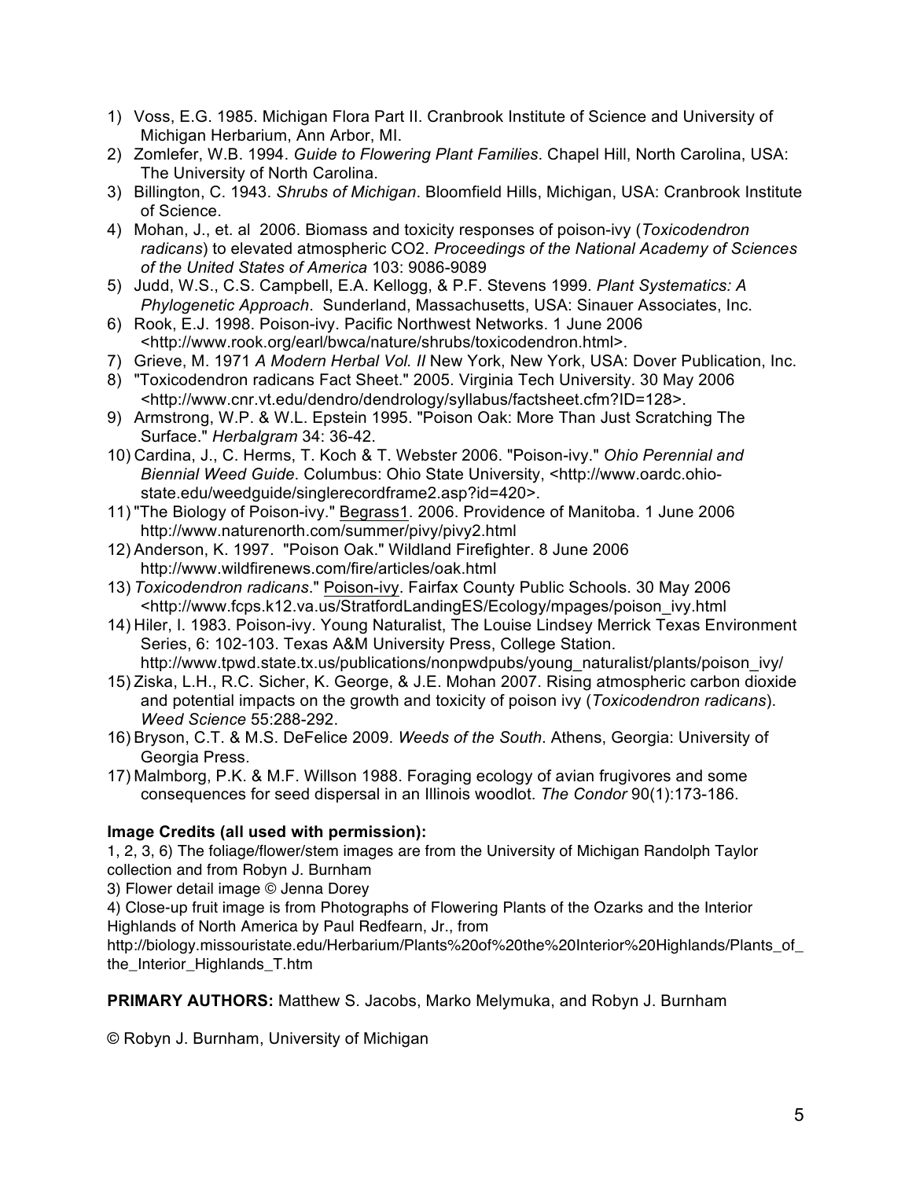1) Voss, E.G. 1985. Michigan Flora Part II. Cranbrook Institute of Science and University of Michigan Herbarium, Ann Arbor, MI.
2) Zomlefer, W.B. 1994. *Guide to Flowering Plant Families*. Chapel Hill, North Carolina, USA: The University of North Carolina.
3) Billington, C. 1943. *Shrubs of Michigan*. Bloomfield Hills, Michigan, USA: Cranbrook Institute of Science.
4) Mohan, J., et. al 2006. Biomass and toxicity responses of poison-ivy (*Toxicodendron radicans*) to elevated atmospheric CO2. *Proceedings of the National Academy of Sciences of the United States of America* 103: 9086-9089
5) Judd, W.S., C.S. Campbell, E.A. Kellogg, & P.F. Stevens 1999. *Plant Systematics: A Phylogenetic Approach*. Sunderland, Massachusetts, USA: Sinauer Associates, Inc.
6) Rook, E.J. 1998. Poison-ivy. Pacific Northwest Networks. 1 June 2006 <http://www.rook.org/earl/bwca/nature/shrubs/toxicodendron.html>.
7) Grieve, M. 1971 *A Modern Herbal Vol. II* New York, New York, USA: Dover Publication, Inc.
8) "Toxicodendron radicans Fact Sheet." 2005. Virginia Tech University. 30 May 2006 <http://www.cnr.vt.edu/dendro/dendrology/syllabus/factsheet.cfm?ID=128>.
9) Armstrong, W.P. & W.L. Epstein 1995. "Poison Oak: More Than Just Scratching The Surface." *Herbalgram* 34: 36-42.
10) Cardina, J., C. Herms, T. Koch & T. Webster 2006. "Poison-ivy." *Ohio Perennial and Biennial Weed Guide.* Columbus: Ohio State University, <http://www.oardc.ohio-state.edu/weedguide/singlerecordframe2.asp?id=420>.
11) "The Biology of Poison-ivy." Begrass1. 2006. Providence of Manitoba. 1 June 2006 http://www.naturenorth.com/summer/pivy/pivy2.html
12) Anderson, K. 1997. "Poison Oak." Wildland Firefighter. 8 June 2006 http://www.wildfirenews.com/fire/articles/oak.html
13) *Toxicodendron radicans*." Poison-ivy. Fairfax County Public Schools. 30 May 2006 <http://www.fcps.k12.va.us/StratfordLandingES/Ecology/mpages/poison_ivy.html
14) Hiler, I. 1983. Poison-ivy. Young Naturalist, The Louise Lindsey Merrick Texas Environment Series, 6: 102-103. Texas A&M University Press, College Station. http://www.tpwd.state.tx.us/publications/nonpwdpubs/young_naturalist/plants/poison_ivy/
15) Ziska, L.H., R.C. Sicher, K. George, & J.E. Mohan 2007. Rising atmospheric carbon dioxide and potential impacts on the growth and toxicity of poison ivy (*Toxicodendron radicans*). *Weed Science* 55:288-292.
16) Bryson, C.T. & M.S. DeFelice 2009. *Weeds of the South*. Athens, Georgia: University of Georgia Press.
17) Malmborg, P.K. & M.F. Willson 1988. Foraging ecology of avian frugivores and some consequences for seed dispersal in an Illinois woodlot. *The Condor* 90(1):173-186.

**Image Credits (all used with permission):**

1, 2, 3, 6) The foliage/flower/stem images are from the University of Michigan Randolph Taylor collection and from Robyn J. Burnham

3) Flower detail image © Jenna Dorey

4) Close-up fruit image is from Photographs of Flowering Plants of the Ozarks and the Interior Highlands of North America by Paul Redfearn, Jr., from http://biology.missouristate.edu/Herbarium/Plants%20of%20the%20Interior%20Highlands/Plants_of_the_Interior_Highlands_T.htm

**PRIMARY AUTHORS:** Matthew S. Jacobs, Marko Melymuka, and Robyn J. Burnham

© Robyn J. Burnham, University of Michigan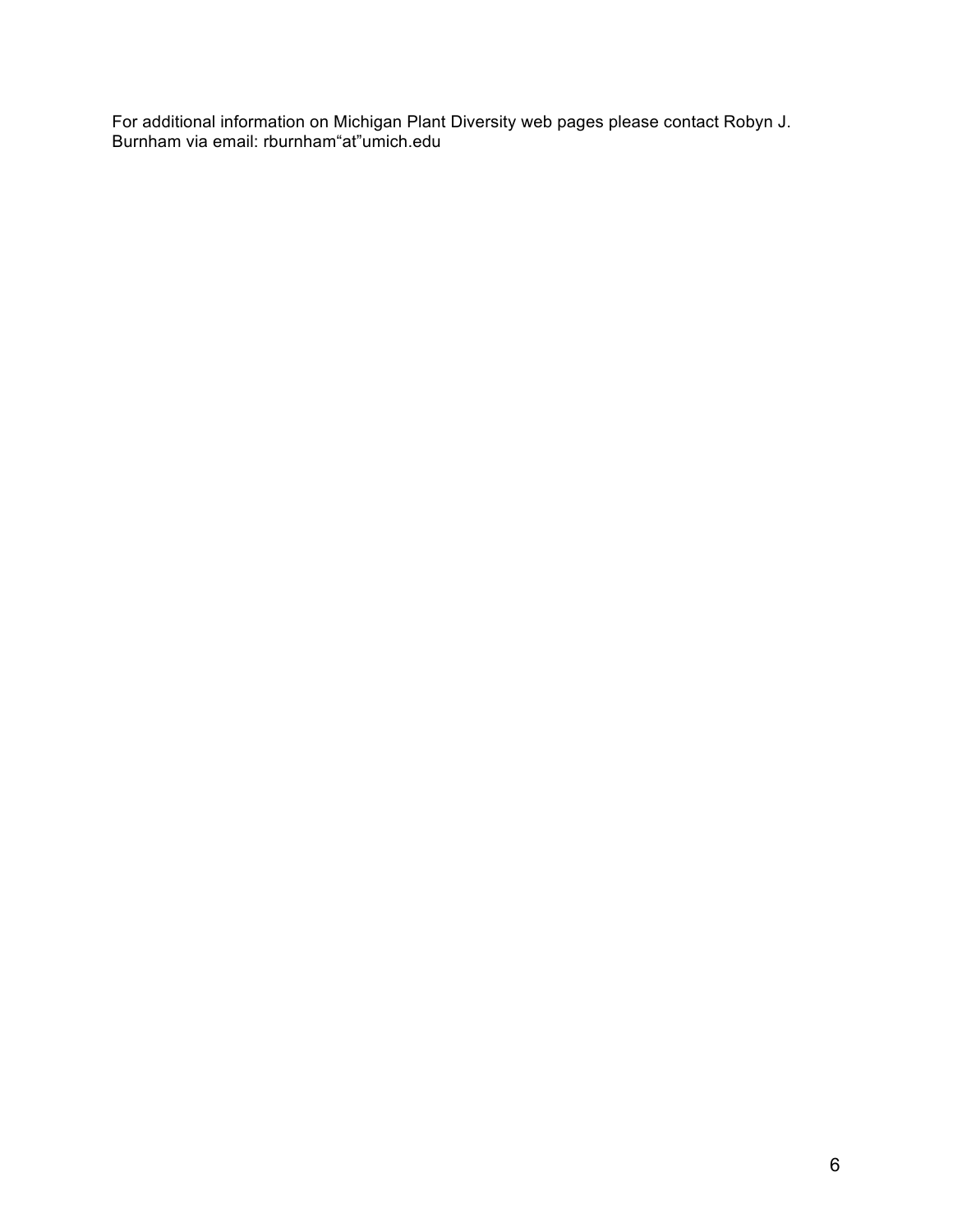For additional information on Michigan Plant Diversity web pages please contact Robyn J. Burnham via email: rburnham“at”umich.edu